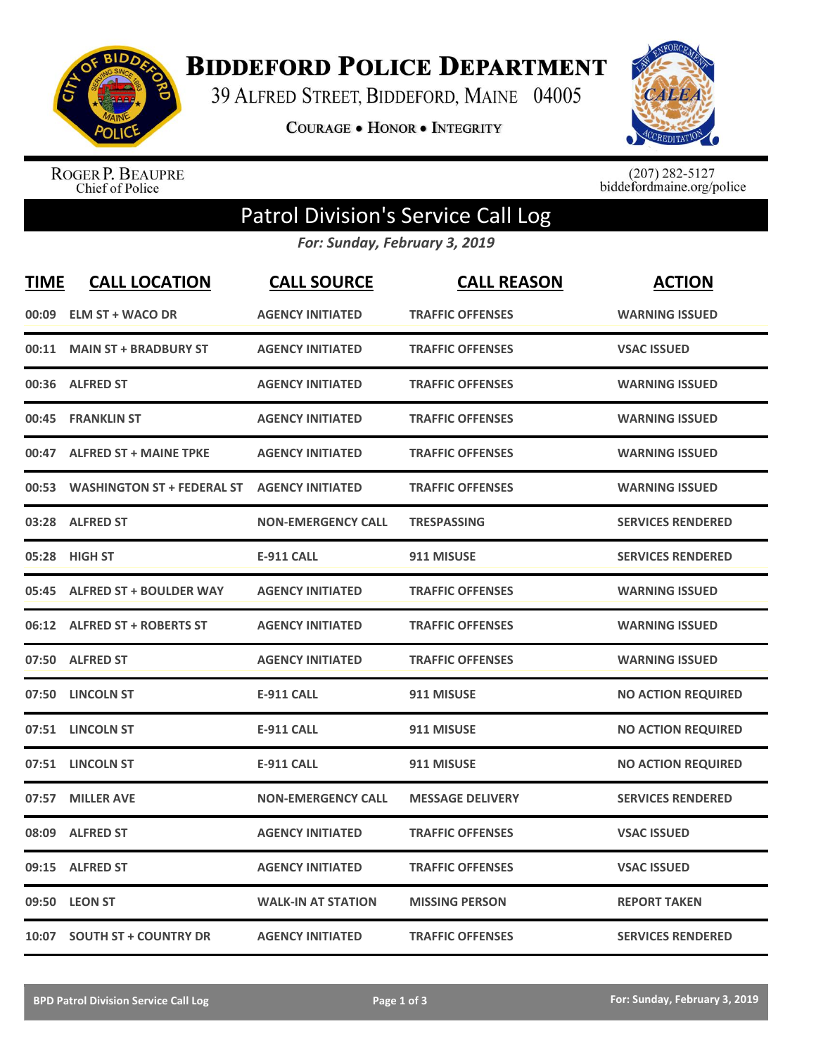# Biddeford Police Department

39 Alfred Street, Biddeford, Maine 04005

Courage • Honor • Integrity

Roger P. Beaupre
Chief of Police

(207) 282-5127
biddefordmaine.org/police

## Patrol Division's Service Call Log

*For: Sunday, February 3, 2019*

| TIME | CALL LOCATION | CALL SOURCE | CALL REASON | ACTION |
|---|---|---|---|---|
| 00:09 | ELM ST + WACO DR | AGENCY INITIATED | TRAFFIC OFFENSES | WARNING ISSUED |
| 00:11 | MAIN ST + BRADBURY ST | AGENCY INITIATED | TRAFFIC OFFENSES | VSAC ISSUED |
| 00:36 | ALFRED ST | AGENCY INITIATED | TRAFFIC OFFENSES | WARNING ISSUED |
| 00:45 | FRANKLIN ST | AGENCY INITIATED | TRAFFIC OFFENSES | WARNING ISSUED |
| 00:47 | ALFRED ST + MAINE TPKE | AGENCY INITIATED | TRAFFIC OFFENSES | WARNING ISSUED |
| 00:53 | WASHINGTON ST + FEDERAL ST | AGENCY INITIATED | TRAFFIC OFFENSES | WARNING ISSUED |
| 03:28 | ALFRED ST | NON-EMERGENCY CALL | TRESPASSING | SERVICES RENDERED |
| 05:28 | HIGH ST | E-911 CALL | 911 MISUSE | SERVICES RENDERED |
| 05:45 | ALFRED ST + BOULDER WAY | AGENCY INITIATED | TRAFFIC OFFENSES | WARNING ISSUED |
| 06:12 | ALFRED ST + ROBERTS ST | AGENCY INITIATED | TRAFFIC OFFENSES | WARNING ISSUED |
| 07:50 | ALFRED ST | AGENCY INITIATED | TRAFFIC OFFENSES | WARNING ISSUED |
| 07:50 | LINCOLN ST | E-911 CALL | 911 MISUSE | NO ACTION REQUIRED |
| 07:51 | LINCOLN ST | E-911 CALL | 911 MISUSE | NO ACTION REQUIRED |
| 07:51 | LINCOLN ST | E-911 CALL | 911 MISUSE | NO ACTION REQUIRED |
| 07:57 | MILLER AVE | NON-EMERGENCY CALL | MESSAGE DELIVERY | SERVICES RENDERED |
| 08:09 | ALFRED ST | AGENCY INITIATED | TRAFFIC OFFENSES | VSAC ISSUED |
| 09:15 | ALFRED ST | AGENCY INITIATED | TRAFFIC OFFENSES | VSAC ISSUED |
| 09:50 | LEON ST | WALK-IN AT STATION | MISSING PERSON | REPORT TAKEN |
| 10:07 | SOUTH ST + COUNTRY DR | AGENCY INITIATED | TRAFFIC OFFENSES | SERVICES RENDERED |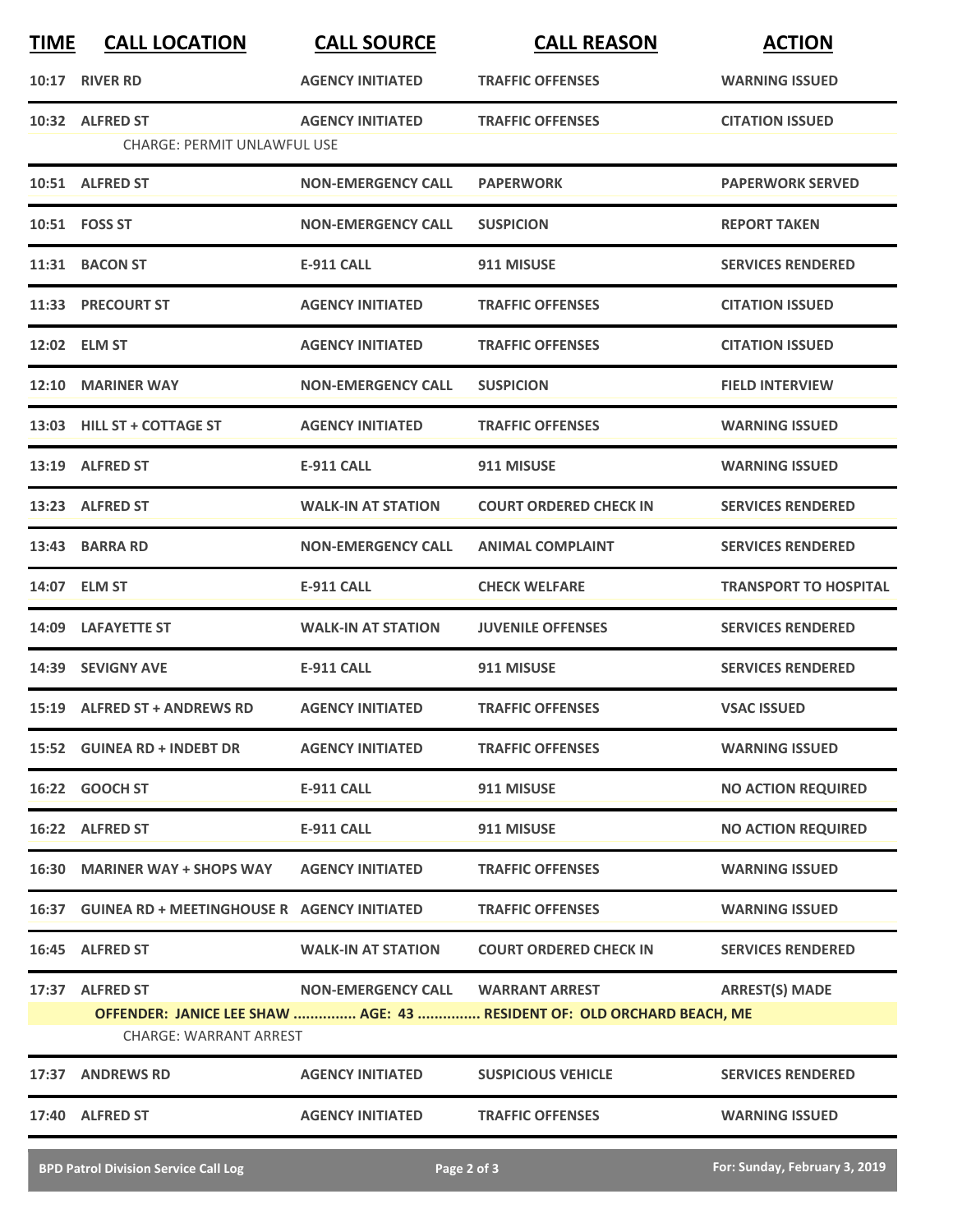| TIME | CALL LOCATION | CALL SOURCE | CALL REASON | ACTION |
|---|---|---|---|---|
| 10:17 | RIVER RD | AGENCY INITIATED | TRAFFIC OFFENSES | WARNING ISSUED |
| 10:32 | ALFRED ST | AGENCY INITIATED | TRAFFIC OFFENSES | CITATION ISSUED |
| | CHARGE: PERMIT UNLAWFUL USE | | | |
| 10:51 | ALFRED ST | NON-EMERGENCY CALL | PAPERWORK | PAPERWORK SERVED |
| 10:51 | FOSS ST | NON-EMERGENCY CALL | SUSPICION | REPORT TAKEN |
| 11:31 | BACON ST | E-911 CALL | 911 MISUSE | SERVICES RENDERED |
| 11:33 | PRECOURT ST | AGENCY INITIATED | TRAFFIC OFFENSES | CITATION ISSUED |
| 12:02 | ELM ST | AGENCY INITIATED | TRAFFIC OFFENSES | CITATION ISSUED |
| 12:10 | MARINER WAY | NON-EMERGENCY CALL | SUSPICION | FIELD INTERVIEW |
| 13:03 | HILL ST + COTTAGE ST | AGENCY INITIATED | TRAFFIC OFFENSES | WARNING ISSUED |
| 13:19 | ALFRED ST | E-911 CALL | 911 MISUSE | WARNING ISSUED |
| 13:23 | ALFRED ST | WALK-IN AT STATION | COURT ORDERED CHECK IN | SERVICES RENDERED |
| 13:43 | BARRA RD | NON-EMERGENCY CALL | ANIMAL COMPLAINT | SERVICES RENDERED |
| 14:07 | ELM ST | E-911 CALL | CHECK WELFARE | TRANSPORT TO HOSPITAL |
| 14:09 | LAFAYETTE ST | WALK-IN AT STATION | JUVENILE OFFENSES | SERVICES RENDERED |
| 14:39 | SEVIGNY AVE | E-911 CALL | 911 MISUSE | SERVICES RENDERED |
| 15:19 | ALFRED ST + ANDREWS RD | AGENCY INITIATED | TRAFFIC OFFENSES | VSAC ISSUED |
| 15:52 | GUINEA RD + INDEBT DR | AGENCY INITIATED | TRAFFIC OFFENSES | WARNING ISSUED |
| 16:22 | GOOCH ST | E-911 CALL | 911 MISUSE | NO ACTION REQUIRED |
| 16:22 | ALFRED ST | E-911 CALL | 911 MISUSE | NO ACTION REQUIRED |
| 16:30 | MARINER WAY + SHOPS WAY | AGENCY INITIATED | TRAFFIC OFFENSES | WARNING ISSUED |
| 16:37 | GUINEA RD + MEETINGHOUSE R | AGENCY INITIATED | TRAFFIC OFFENSES | WARNING ISSUED |
| 16:45 | ALFRED ST | WALK-IN AT STATION | COURT ORDERED CHECK IN | SERVICES RENDERED |
| 17:37 | ALFRED ST | NON-EMERGENCY CALL | WARRANT ARREST | ARREST(S) MADE |
| | OFFENDER: JANICE LEE SHAW ............... AGE: 43 ............... RESIDENT OF: OLD ORCHARD BEACH, ME | | | |
| | CHARGE: WARRANT ARREST | | | |
| 17:37 | ANDREWS RD | AGENCY INITIATED | SUSPICIOUS VEHICLE | SERVICES RENDERED |
| 17:40 | ALFRED ST | AGENCY INITIATED | TRAFFIC OFFENSES | WARNING ISSUED |

BPD Patrol Division Service Call Log — For: Sunday, February 3, 2019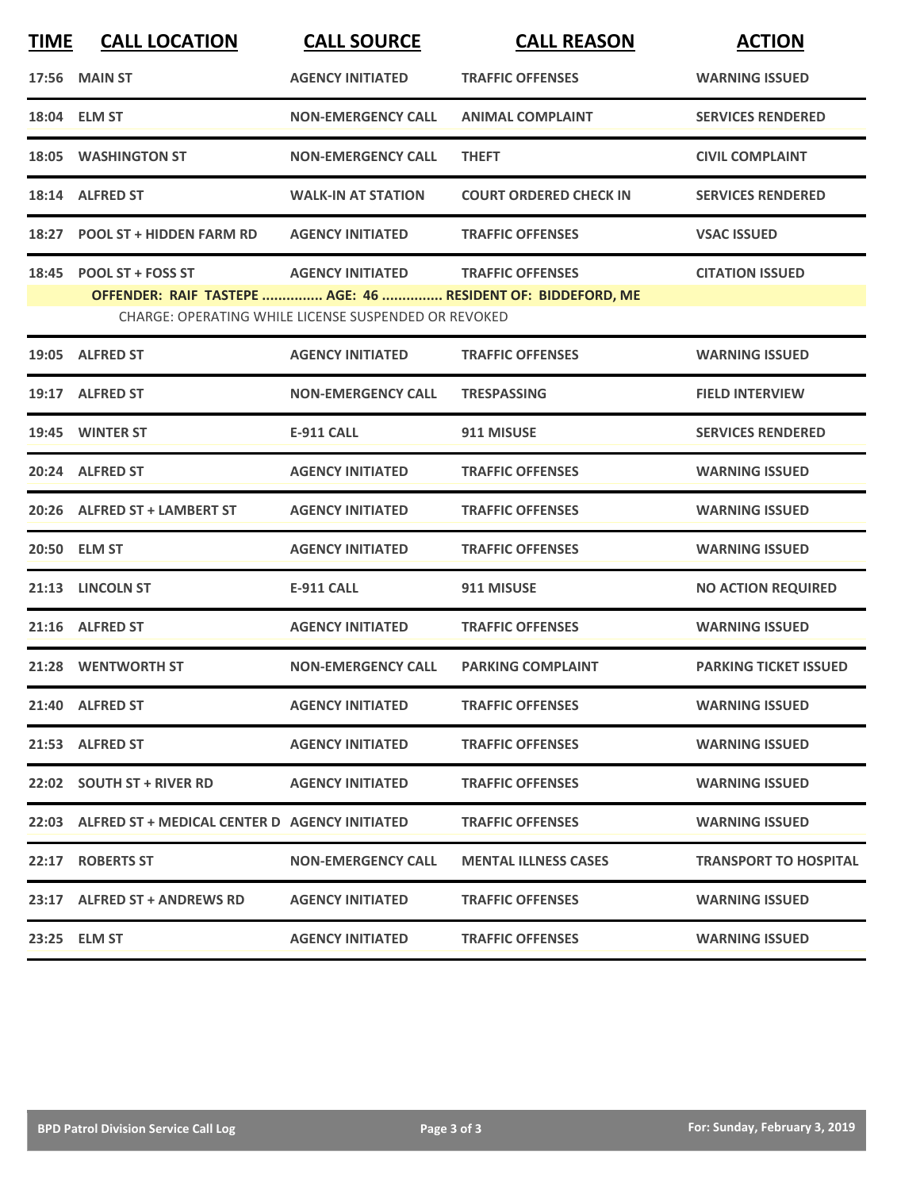| TIME | CALL LOCATION | CALL SOURCE | CALL REASON | ACTION |
|---|---|---|---|---|
| 17:56 | MAIN ST | AGENCY INITIATED | TRAFFIC OFFENSES | WARNING ISSUED |
| 18:04 | ELM ST | NON-EMERGENCY CALL | ANIMAL COMPLAINT | SERVICES RENDERED |
| 18:05 | WASHINGTON ST | NON-EMERGENCY CALL | THEFT | CIVIL COMPLAINT |
| 18:14 | ALFRED ST | WALK-IN AT STATION | COURT ORDERED CHECK IN | SERVICES RENDERED |
| 18:27 | POOL ST + HIDDEN FARM RD | AGENCY INITIATED | TRAFFIC OFFENSES | VSAC ISSUED |
| 18:45 | POOL ST + FOSS ST | AGENCY INITIATED | TRAFFIC OFFENSES | CITATION ISSUED |

**OFFENDER: RAIF TASTEPE ............... AGE: 46 ............... RESIDENT OF: BIDDEFORD, ME**

CHARGE: OPERATING WHILE LICENSE SUSPENDED OR REVOKED

| TIME | CALL LOCATION | CALL SOURCE | CALL REASON | ACTION |
|---|---|---|---|---|
| 19:05 | ALFRED ST | AGENCY INITIATED | TRAFFIC OFFENSES | WARNING ISSUED |
| 19:17 | ALFRED ST | NON-EMERGENCY CALL | TRESPASSING | FIELD INTERVIEW |
| 19:45 | WINTER ST | E-911 CALL | 911 MISUSE | SERVICES RENDERED |
| 20:24 | ALFRED ST | AGENCY INITIATED | TRAFFIC OFFENSES | WARNING ISSUED |
| 20:26 | ALFRED ST + LAMBERT ST | AGENCY INITIATED | TRAFFIC OFFENSES | WARNING ISSUED |
| 20:50 | ELM ST | AGENCY INITIATED | TRAFFIC OFFENSES | WARNING ISSUED |
| 21:13 | LINCOLN ST | E-911 CALL | 911 MISUSE | NO ACTION REQUIRED |
| 21:16 | ALFRED ST | AGENCY INITIATED | TRAFFIC OFFENSES | WARNING ISSUED |
| 21:28 | WENTWORTH ST | NON-EMERGENCY CALL | PARKING COMPLAINT | PARKING TICKET ISSUED |
| 21:40 | ALFRED ST | AGENCY INITIATED | TRAFFIC OFFENSES | WARNING ISSUED |
| 21:53 | ALFRED ST | AGENCY INITIATED | TRAFFIC OFFENSES | WARNING ISSUED |
| 22:02 | SOUTH ST + RIVER RD | AGENCY INITIATED | TRAFFIC OFFENSES | WARNING ISSUED |
| 22:03 | ALFRED ST + MEDICAL CENTER D | AGENCY INITIATED | TRAFFIC OFFENSES | WARNING ISSUED |
| 22:17 | ROBERTS ST | NON-EMERGENCY CALL | MENTAL ILLNESS CASES | TRANSPORT TO HOSPITAL |
| 23:17 | ALFRED ST + ANDREWS RD | AGENCY INITIATED | TRAFFIC OFFENSES | WARNING ISSUED |
| 23:25 | ELM ST | AGENCY INITIATED | TRAFFIC OFFENSES | WARNING ISSUED |